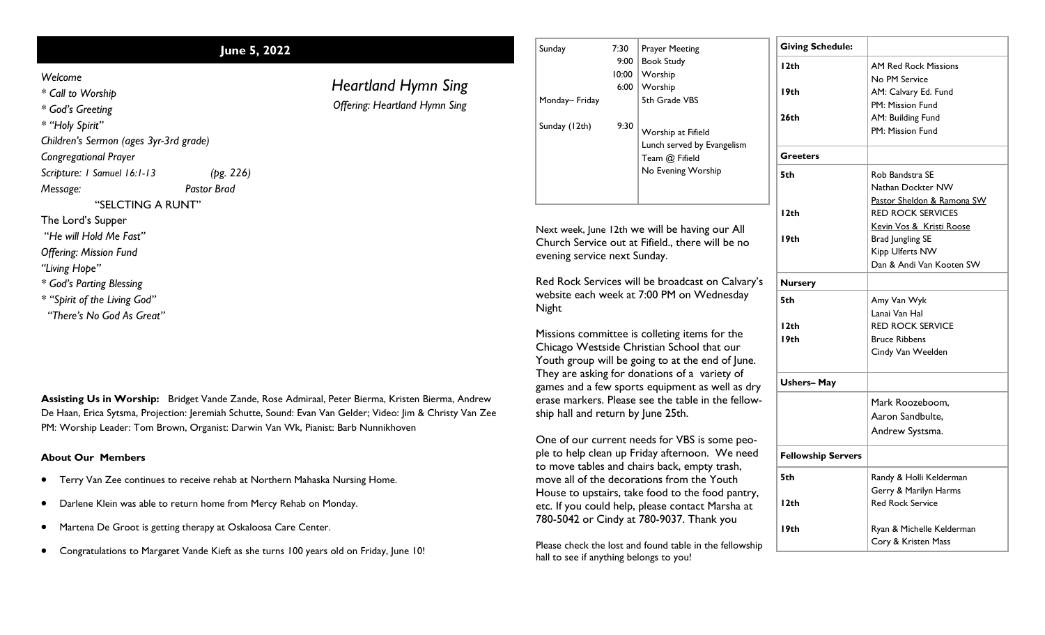## June 5, 2022

*Welcome*

*\* Call to Worship*

*\* God's Greeting*

*\* "Holy Spirit"*

*Children's Sermon (ages 3yr-3rd grade)*

*Congregational Prayer*

*Scripture: I Samuel 16:1-13* *(pg. 226)*

*Message:* *Pastor Brad*

"SELCTING A RUNT"

The Lord's Supper

"*He will Hold Me Fast"*

*Offering: Mission Fund*

*"Living Hope"*

*\* God's Parting Blessing*

*\* "Spirit of the Living God"*

*"There's No God As Great"*

*Heartland Hymn Sing*

*Offering: Heartland Hymn Sing*

**Assisting Us in Worship:** Bridget Vande Zande, Rose Admiraal, Peter Bierma, Kristen Bierma, Andrew De Haan, Erica Sytsma, Projection: Jeremiah Schutte, Sound: Evan Van Gelder; Video: Jim & Christy Van Zee PM: Worship Leader: Tom Brown, Organist: Darwin Van Wk, Pianist: Barb Nunnikhoven

**About Our Members**

- Terry Van Zee continues to receive rehab at Northern Mahaska Nursing Home.
- Darlene Klein was able to return home from Mercy Rehab on Monday.
- Martena De Groot is getting therapy at Oskaloosa Care Center.
- Congratulations to Margaret Vande Kieft as she turns 100 years old on Friday, June 10!

| | | |
|---|---|---|
| Sunday | 7:30 | Prayer Meeting |
| | 9:00 | Book Study |
| | 10:00 | Worship |
| | 6:00 | Worship |
| Monday– Friday | | 5th Grade VBS |
| Sunday (12th) | 9:30 | Worship at Fifield<br>Lunch served by Evangelism Team @ Fifield<br>No Evening Worship |

Next week, June 12th we will be having our All Church Service out at Fifield., there will be no evening service next Sunday.

Red Rock Services will be broadcast on Calvary's website each week at 7:00 PM on Wednesday Night

Missions committee is colleting items for the Chicago Westside Christian School that our Youth group will be going to at the end of June. They are asking for donations of a variety of games and a few sports equipment as well as dry erase markers. Please see the table in the fellowship hall and return by June 25th.

One of our current needs for VBS is some people to help clean up Friday afternoon. We need to move tables and chairs back, empty trash, move all of the decorations from the Youth House to upstairs, take food to the food pantry, etc. If you could help, please contact Marsha at 780-5042 or Cindy at 780-9037. Thank you

Please check the lost and found table in the fellowship hall to see if anything belongs to you!

| **Giving Schedule:** | |
|---|---|
| **12th** | AM Red Rock Missions<br>No PM Service |
| **19th** | AM: Calvary Ed. Fund<br>PM: Mission Fund |
| **26th** | AM: Building Fund<br>PM: Mission Fund |
| **Greeters** | |
| **5th** | Rob Bandstra SE<br>Nathan Dockter NW<br>Pastor Sheldon & Ramona SW |
| **12th** | RED ROCK SERVICES<br>Kevin Vos & Kristi Roose |
| **19th** | Brad Jungling SE<br>Kipp Ulferts NW<br>Dan & Andi Van Kooten SW |
| **Nursery** | |
| **5th** | Amy Van Wyk<br>Lanai Van Hal |
| **12th** | RED ROCK SERVICE |
| **19th** | Bruce Ribbens<br>Cindy Van Weelden |
| **Ushers– May** | |
| | Mark Roozeboom,<br>Aaron Sandbulte,<br>Andrew Systsma. |
| **Fellowship Servers** | |
| **5th** | Randy & Holli Kelderman<br>Gerry & Marilyn Harms |
| **12th** | Red Rock Service |
| **19th** | Ryan & Michelle Kelderman<br>Cory & Kristen Mass |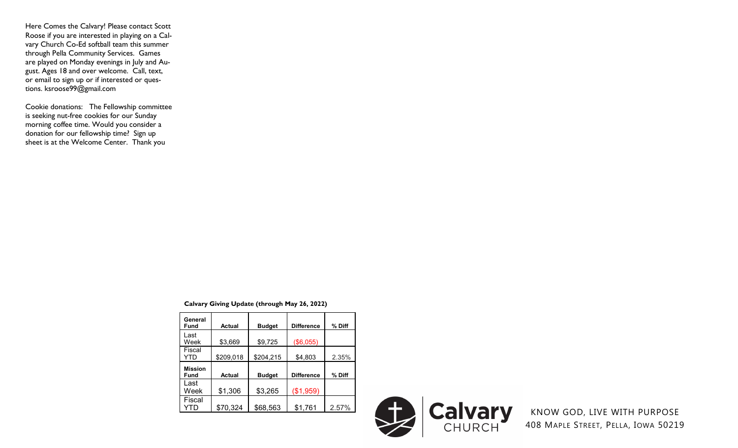Here Comes the Calvary! Please contact Scott Roose if you are interested in playing on a Calvary Church Co-Ed softball team this summer through Pella Community Services. Games are played on Monday evenings in July and August. Ages 18 and over welcome. Call, text, or email to sign up or if interested or questions. ksroose99@gmail.com

Cookie donations: The Fellowship committee is seeking nut-free cookies for our Sunday morning coffee time. Would you consider a donation for our fellowship time? Sign up sheet is at the Welcome Center. Thank you

**Calvary Giving Update (through May 26, 2022)**

| General Fund | Actual | Budget | Difference | % Diff |
|---|---|---|---|---|
| Last Week | $3,669 | $9,725 | ($6,055) | |
| Fiscal YTD | $209,018 | $204,215 | $4,803 | 2.35% |
| **Mission Fund** | **Actual** | **Budget** | **Difference** | **% Diff** |
| Last Week | $1,306 | $3,265 | ($1,959) | |
| Fiscal YTD | $70,324 | $68,563 | $1,761 | 2.57% |

Calvary CHURCH

KNOW GOD, LIVE WITH PURPOSE

408 Maple Street, Pella, Iowa 50219